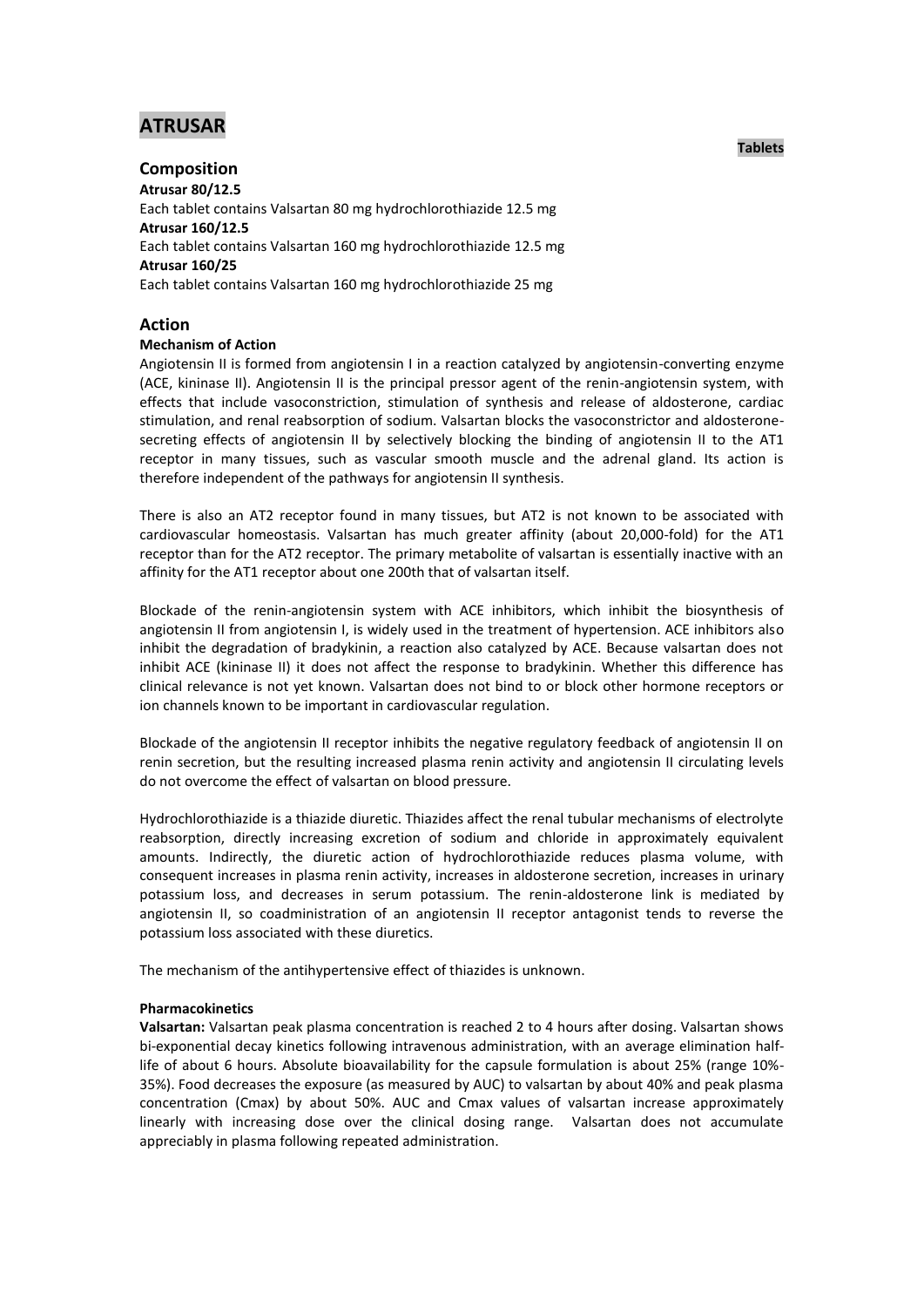# ATRUSAR

**Tablets**

## Composition

**Atrusar 80/12.5**
Each tablet contains Valsartan 80 mg hydrochlorothiazide 12.5 mg
**Atrusar 160/12.5**
Each tablet contains Valsartan 160 mg hydrochlorothiazide 12.5 mg
**Atrusar 160/25**
Each tablet contains Valsartan 160 mg hydrochlorothiazide 25 mg

## Action

**Mechanism of Action**

Angiotensin II is formed from angiotensin I in a reaction catalyzed by angiotensin-converting enzyme (ACE, kininase II). Angiotensin II is the principal pressor agent of the renin-angiotensin system, with effects that include vasoconstriction, stimulation of synthesis and release of aldosterone, cardiac stimulation, and renal reabsorption of sodium. Valsartan blocks the vasoconstrictor and aldosterone-secreting effects of angiotensin II by selectively blocking the binding of angiotensin II to the AT1 receptor in many tissues, such as vascular smooth muscle and the adrenal gland. Its action is therefore independent of the pathways for angiotensin II synthesis.

There is also an AT2 receptor found in many tissues, but AT2 is not known to be associated with cardiovascular homeostasis. Valsartan has much greater affinity (about 20,000-fold) for the AT1 receptor than for the AT2 receptor. The primary metabolite of valsartan is essentially inactive with an affinity for the AT1 receptor about one 200th that of valsartan itself.

Blockade of the renin-angiotensin system with ACE inhibitors, which inhibit the biosynthesis of angiotensin II from angiotensin I, is widely used in the treatment of hypertension. ACE inhibitors also inhibit the degradation of bradykinin, a reaction also catalyzed by ACE. Because valsartan does not inhibit ACE (kininase II) it does not affect the response to bradykinin. Whether this difference has clinical relevance is not yet known. Valsartan does not bind to or block other hormone receptors or ion channels known to be important in cardiovascular regulation.

Blockade of the angiotensin II receptor inhibits the negative regulatory feedback of angiotensin II on renin secretion, but the resulting increased plasma renin activity and angiotensin II circulating levels do not overcome the effect of valsartan on blood pressure.

Hydrochlorothiazide is a thiazide diuretic. Thiazides affect the renal tubular mechanisms of electrolyte reabsorption, directly increasing excretion of sodium and chloride in approximately equivalent amounts. Indirectly, the diuretic action of hydrochlorothiazide reduces plasma volume, with consequent increases in plasma renin activity, increases in aldosterone secretion, increases in urinary potassium loss, and decreases in serum potassium. The renin-aldosterone link is mediated by angiotensin II, so coadministration of an angiotensin II receptor antagonist tends to reverse the potassium loss associated with these diuretics.

The mechanism of the antihypertensive effect of thiazides is unknown.

**Pharmacokinetics**

**Valsartan:** Valsartan peak plasma concentration is reached 2 to 4 hours after dosing. Valsartan shows bi-exponential decay kinetics following intravenous administration, with an average elimination half-life of about 6 hours. Absolute bioavailability for the capsule formulation is about 25% (range 10%-35%). Food decreases the exposure (as measured by AUC) to valsartan by about 40% and peak plasma concentration (Cmax) by about 50%. AUC and Cmax values of valsartan increase approximately linearly with increasing dose over the clinical dosing range. Valsartan does not accumulate appreciably in plasma following repeated administration.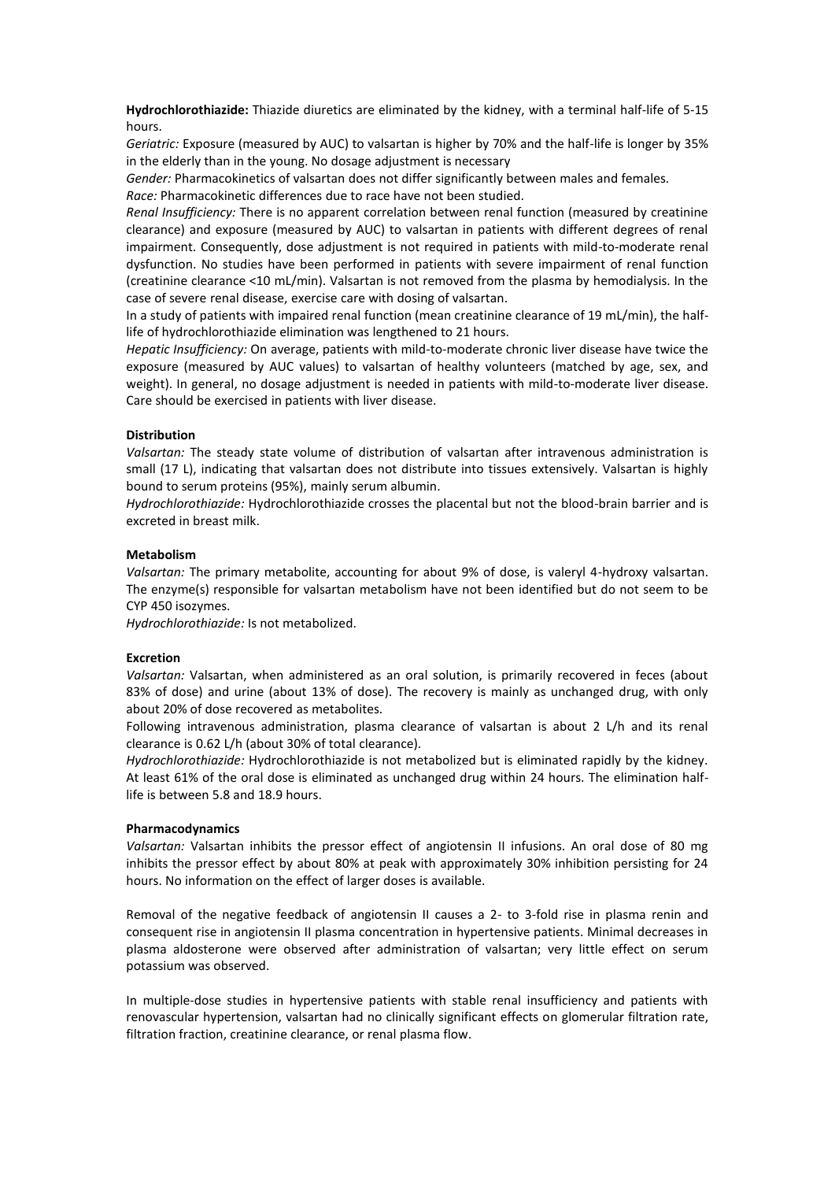**Hydrochlorothiazide:** Thiazide diuretics are eliminated by the kidney, with a terminal half-life of 5-15 hours.

*Geriatric:* Exposure (measured by AUC) to valsartan is higher by 70% and the half-life is longer by 35% in the elderly than in the young. No dosage adjustment is necessary

*Gender:* Pharmacokinetics of valsartan does not differ significantly between males and females.

*Race:* Pharmacokinetic differences due to race have not been studied.

*Renal Insufficiency:* There is no apparent correlation between renal function (measured by creatinine clearance) and exposure (measured by AUC) to valsartan in patients with different degrees of renal impairment. Consequently, dose adjustment is not required in patients with mild-to-moderate renal dysfunction. No studies have been performed in patients with severe impairment of renal function (creatinine clearance <10 mL/min). Valsartan is not removed from the plasma by hemodialysis. In the case of severe renal disease, exercise care with dosing of valsartan.

In a study of patients with impaired renal function (mean creatinine clearance of 19 mL/min), the half-life of hydrochlorothiazide elimination was lengthened to 21 hours.

*Hepatic Insufficiency:* On average, patients with mild-to-moderate chronic liver disease have twice the exposure (measured by AUC values) to valsartan of healthy volunteers (matched by age, sex, and weight). In general, no dosage adjustment is needed in patients with mild-to-moderate liver disease. Care should be exercised in patients with liver disease.

**Distribution**

*Valsartan:* The steady state volume of distribution of valsartan after intravenous administration is small (17 L), indicating that valsartan does not distribute into tissues extensively. Valsartan is highly bound to serum proteins (95%), mainly serum albumin.

*Hydrochlorothiazide:* Hydrochlorothiazide crosses the placental but not the blood-brain barrier and is excreted in breast milk.

**Metabolism**

*Valsartan:* The primary metabolite, accounting for about 9% of dose, is valeryl 4-hydroxy valsartan. The enzyme(s) responsible for valsartan metabolism have not been identified but do not seem to be CYP 450 isozymes.

*Hydrochlorothiazide:* Is not metabolized.

**Excretion**

*Valsartan:* Valsartan, when administered as an oral solution, is primarily recovered in feces (about 83% of dose) and urine (about 13% of dose). The recovery is mainly as unchanged drug, with only about 20% of dose recovered as metabolites.

Following intravenous administration, plasma clearance of valsartan is about 2 L/h and its renal clearance is 0.62 L/h (about 30% of total clearance).

*Hydrochlorothiazide:* Hydrochlorothiazide is not metabolized but is eliminated rapidly by the kidney. At least 61% of the oral dose is eliminated as unchanged drug within 24 hours. The elimination half-life is between 5.8 and 18.9 hours.

**Pharmacodynamics**

*Valsartan:* Valsartan inhibits the pressor effect of angiotensin II infusions. An oral dose of 80 mg inhibits the pressor effect by about 80% at peak with approximately 30% inhibition persisting for 24 hours. No information on the effect of larger doses is available.

Removal of the negative feedback of angiotensin II causes a 2- to 3-fold rise in plasma renin and consequent rise in angiotensin II plasma concentration in hypertensive patients. Minimal decreases in plasma aldosterone were observed after administration of valsartan; very little effect on serum potassium was observed.

In multiple-dose studies in hypertensive patients with stable renal insufficiency and patients with renovascular hypertension, valsartan had no clinically significant effects on glomerular filtration rate, filtration fraction, creatinine clearance, or renal plasma flow.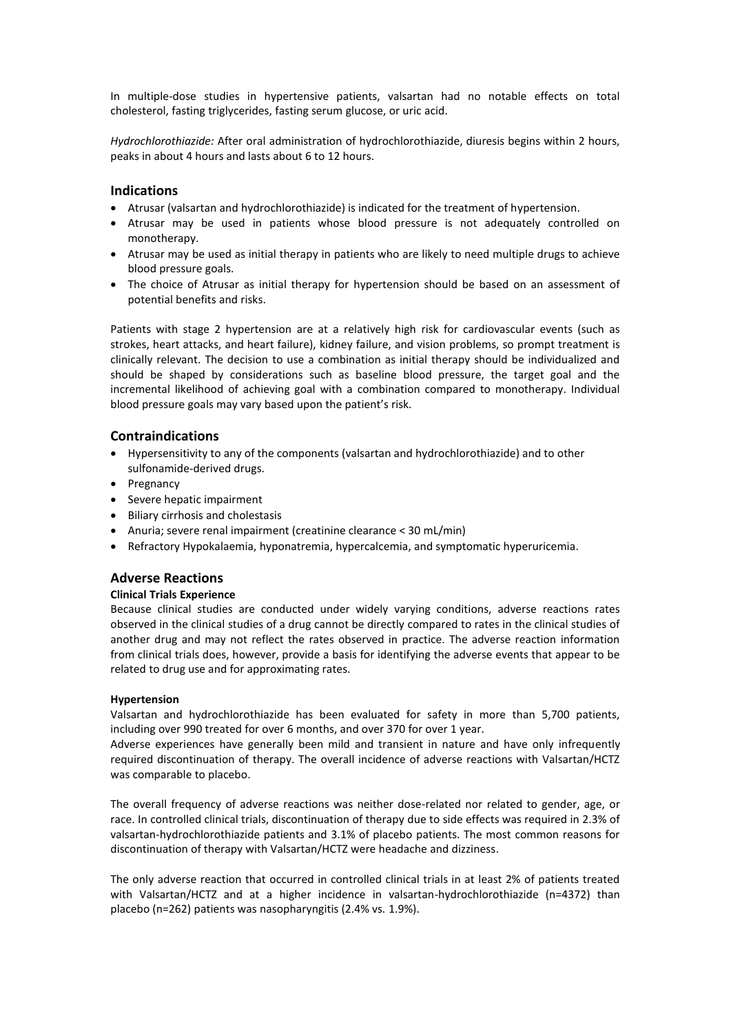In multiple-dose studies in hypertensive patients, valsartan had no notable effects on total cholesterol, fasting triglycerides, fasting serum glucose, or uric acid.

*Hydrochlorothiazide:* After oral administration of hydrochlorothiazide, diuresis begins within 2 hours, peaks in about 4 hours and lasts about 6 to 12 hours.

## Indications

- Atrusar (valsartan and hydrochlorothiazide) is indicated for the treatment of hypertension.
- Atrusar may be used in patients whose blood pressure is not adequately controlled on monotherapy.
- Atrusar may be used as initial therapy in patients who are likely to need multiple drugs to achieve blood pressure goals.
- The choice of Atrusar as initial therapy for hypertension should be based on an assessment of potential benefits and risks.

Patients with stage 2 hypertension are at a relatively high risk for cardiovascular events (such as strokes, heart attacks, and heart failure), kidney failure, and vision problems, so prompt treatment is clinically relevant. The decision to use a combination as initial therapy should be individualized and should be shaped by considerations such as baseline blood pressure, the target goal and the incremental likelihood of achieving goal with a combination compared to monotherapy. Individual blood pressure goals may vary based upon the patient's risk.

## Contraindications

- Hypersensitivity to any of the components (valsartan and hydrochlorothiazide) and to other sulfonamide-derived drugs.
- Pregnancy
- Severe hepatic impairment
- Biliary cirrhosis and cholestasis
- Anuria; severe renal impairment (creatinine clearance < 30 mL/min)
- Refractory Hypokalaemia, hyponatremia, hypercalcemia, and symptomatic hyperuricemia.

## Adverse Reactions

**Clinical Trials Experience**

Because clinical studies are conducted under widely varying conditions, adverse reactions rates observed in the clinical studies of a drug cannot be directly compared to rates in the clinical studies of another drug and may not reflect the rates observed in practice. The adverse reaction information from clinical trials does, however, provide a basis for identifying the adverse events that appear to be related to drug use and for approximating rates.

**Hypertension**

Valsartan and hydrochlorothiazide has been evaluated for safety in more than 5,700 patients, including over 990 treated for over 6 months, and over 370 for over 1 year.

Adverse experiences have generally been mild and transient in nature and have only infrequently required discontinuation of therapy. The overall incidence of adverse reactions with Valsartan/HCTZ was comparable to placebo.

The overall frequency of adverse reactions was neither dose-related nor related to gender, age, or race. In controlled clinical trials, discontinuation of therapy due to side effects was required in 2.3% of valsartan-hydrochlorothiazide patients and 3.1% of placebo patients. The most common reasons for discontinuation of therapy with Valsartan/HCTZ were headache and dizziness.

The only adverse reaction that occurred in controlled clinical trials in at least 2% of patients treated with Valsartan/HCTZ and at a higher incidence in valsartan-hydrochlorothiazide (n=4372) than placebo (n=262) patients was nasopharyngitis (2.4% vs. 1.9%).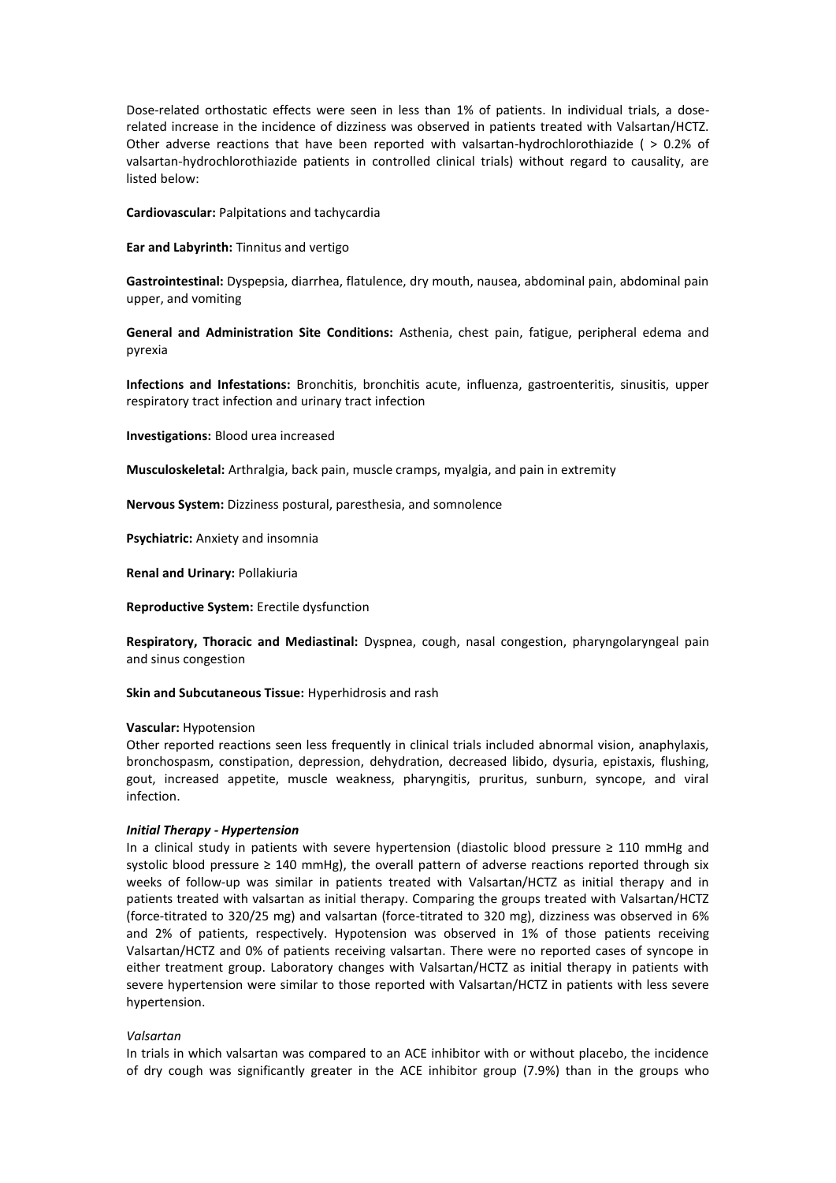Dose-related orthostatic effects were seen in less than 1% of patients. In individual trials, a dose-related increase in the incidence of dizziness was observed in patients treated with Valsartan/HCTZ. Other adverse reactions that have been reported with valsartan-hydrochlorothiazide ( > 0.2% of valsartan-hydrochlorothiazide patients in controlled clinical trials) without regard to causality, are listed below:

**Cardiovascular:** Palpitations and tachycardia

**Ear and Labyrinth:** Tinnitus and vertigo

**Gastrointestinal:** Dyspepsia, diarrhea, flatulence, dry mouth, nausea, abdominal pain, abdominal pain upper, and vomiting

**General and Administration Site Conditions:** Asthenia, chest pain, fatigue, peripheral edema and pyrexia

**Infections and Infestations:** Bronchitis, bronchitis acute, influenza, gastroenteritis, sinusitis, upper respiratory tract infection and urinary tract infection

**Investigations:** Blood urea increased

**Musculoskeletal:** Arthralgia, back pain, muscle cramps, myalgia, and pain in extremity

**Nervous System:** Dizziness postural, paresthesia, and somnolence

**Psychiatric:** Anxiety and insomnia

**Renal and Urinary:** Pollakiuria

**Reproductive System:** Erectile dysfunction

**Respiratory, Thoracic and Mediastinal:** Dyspnea, cough, nasal congestion, pharyngolaryngeal pain and sinus congestion

**Skin and Subcutaneous Tissue:** Hyperhidrosis and rash

**Vascular:** Hypotension

Other reported reactions seen less frequently in clinical trials included abnormal vision, anaphylaxis, bronchospasm, constipation, depression, dehydration, decreased libido, dysuria, epistaxis, flushing, gout, increased appetite, muscle weakness, pharyngitis, pruritus, sunburn, syncope, and viral infection.

***Initial Therapy - Hypertension***

In a clinical study in patients with severe hypertension (diastolic blood pressure ≥ 110 mmHg and systolic blood pressure ≥ 140 mmHg), the overall pattern of adverse reactions reported through six weeks of follow-up was similar in patients treated with Valsartan/HCTZ as initial therapy and in patients treated with valsartan as initial therapy. Comparing the groups treated with Valsartan/HCTZ (force-titrated to 320/25 mg) and valsartan (force-titrated to 320 mg), dizziness was observed in 6% and 2% of patients, respectively. Hypotension was observed in 1% of those patients receiving Valsartan/HCTZ and 0% of patients receiving valsartan. There were no reported cases of syncope in either treatment group. Laboratory changes with Valsartan/HCTZ as initial therapy in patients with severe hypertension were similar to those reported with Valsartan/HCTZ in patients with less severe hypertension.

*Valsartan*

In trials in which valsartan was compared to an ACE inhibitor with or without placebo, the incidence of dry cough was significantly greater in the ACE inhibitor group (7.9%) than in the groups who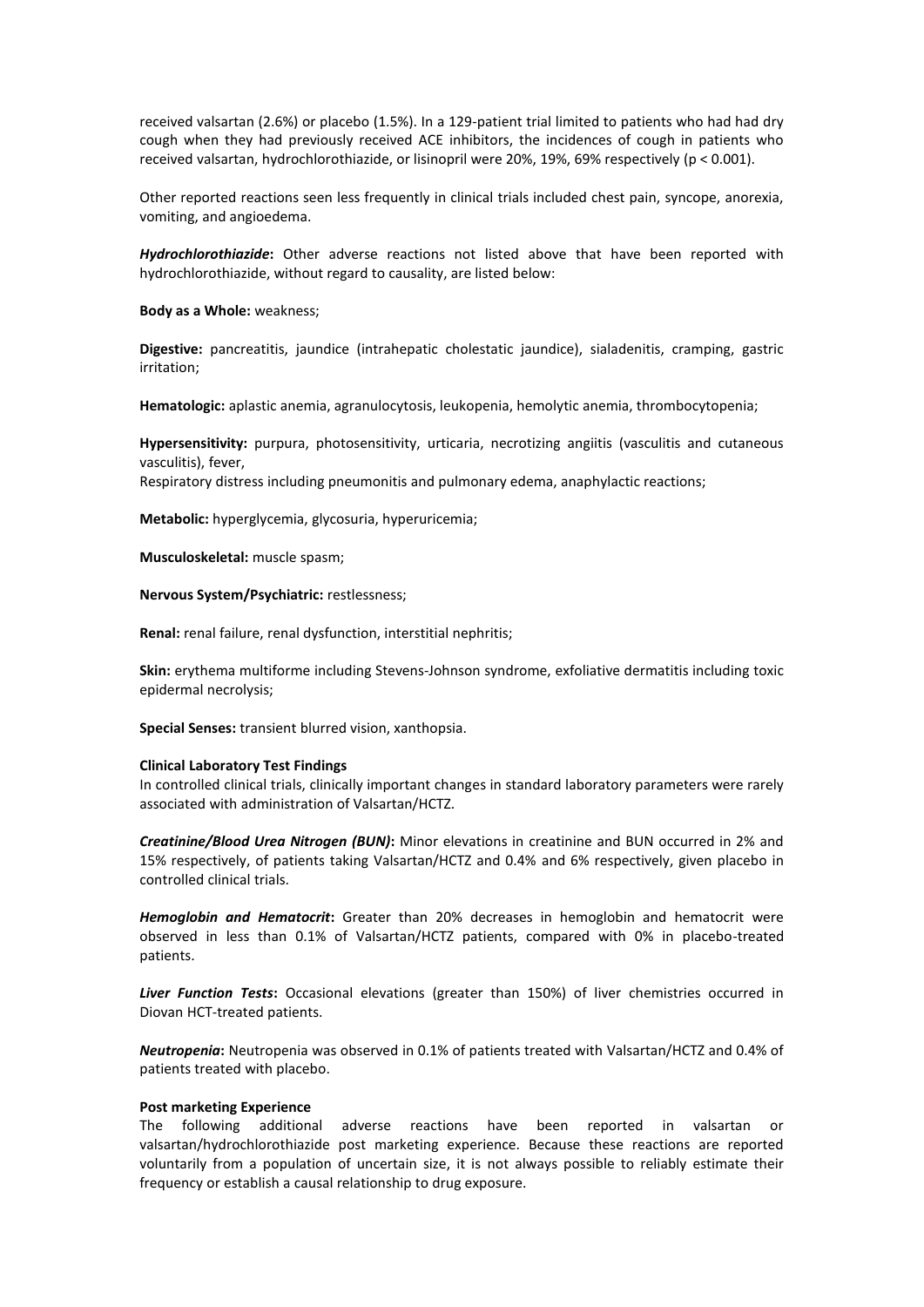received valsartan (2.6%) or placebo (1.5%). In a 129-patient trial limited to patients who had had dry cough when they had previously received ACE inhibitors, the incidences of cough in patients who received valsartan, hydrochlorothiazide, or lisinopril were 20%, 19%, 69% respectively ($p < 0.001$).

Other reported reactions seen less frequently in clinical trials included chest pain, syncope, anorexia, vomiting, and angioedema.

***Hydrochlorothiazide*:** Other adverse reactions not listed above that have been reported with hydrochlorothiazide, without regard to causality, are listed below:

**Body as a Whole:** weakness;

**Digestive:** pancreatitis, jaundice (intrahepatic cholestatic jaundice), sialadenitis, cramping, gastric irritation;

**Hematologic:** aplastic anemia, agranulocytosis, leukopenia, hemolytic anemia, thrombocytopenia;

**Hypersensitivity:** purpura, photosensitivity, urticaria, necrotizing angiitis (vasculitis and cutaneous vasculitis), fever,
Respiratory distress including pneumonitis and pulmonary edema, anaphylactic reactions;

**Metabolic:** hyperglycemia, glycosuria, hyperuricemia;

**Musculoskeletal:** muscle spasm;

**Nervous System/Psychiatric:** restlessness;

**Renal:** renal failure, renal dysfunction, interstitial nephritis;

**Skin:** erythema multiforme including Stevens-Johnson syndrome, exfoliative dermatitis including toxic epidermal necrolysis;

**Special Senses:** transient blurred vision, xanthopsia.

**Clinical Laboratory Test Findings**

In controlled clinical trials, clinically important changes in standard laboratory parameters were rarely associated with administration of Valsartan/HCTZ.

***Creatinine/Blood Urea Nitrogen (BUN)*:** Minor elevations in creatinine and BUN occurred in 2% and 15% respectively, of patients taking Valsartan/HCTZ and 0.4% and 6% respectively, given placebo in controlled clinical trials.

***Hemoglobin and Hematocrit*:** Greater than 20% decreases in hemoglobin and hematocrit were observed in less than 0.1% of Valsartan/HCTZ patients, compared with 0% in placebo-treated patients.

***Liver Function Tests*:** Occasional elevations (greater than 150%) of liver chemistries occurred in Diovan HCT-treated patients.

***Neutropenia*:** Neutropenia was observed in 0.1% of patients treated with Valsartan/HCTZ and 0.4% of patients treated with placebo.

**Post marketing Experience**

The following additional adverse reactions have been reported in valsartan or valsartan/hydrochlorothiazide post marketing experience. Because these reactions are reported voluntarily from a population of uncertain size, it is not always possible to reliably estimate their frequency or establish a causal relationship to drug exposure.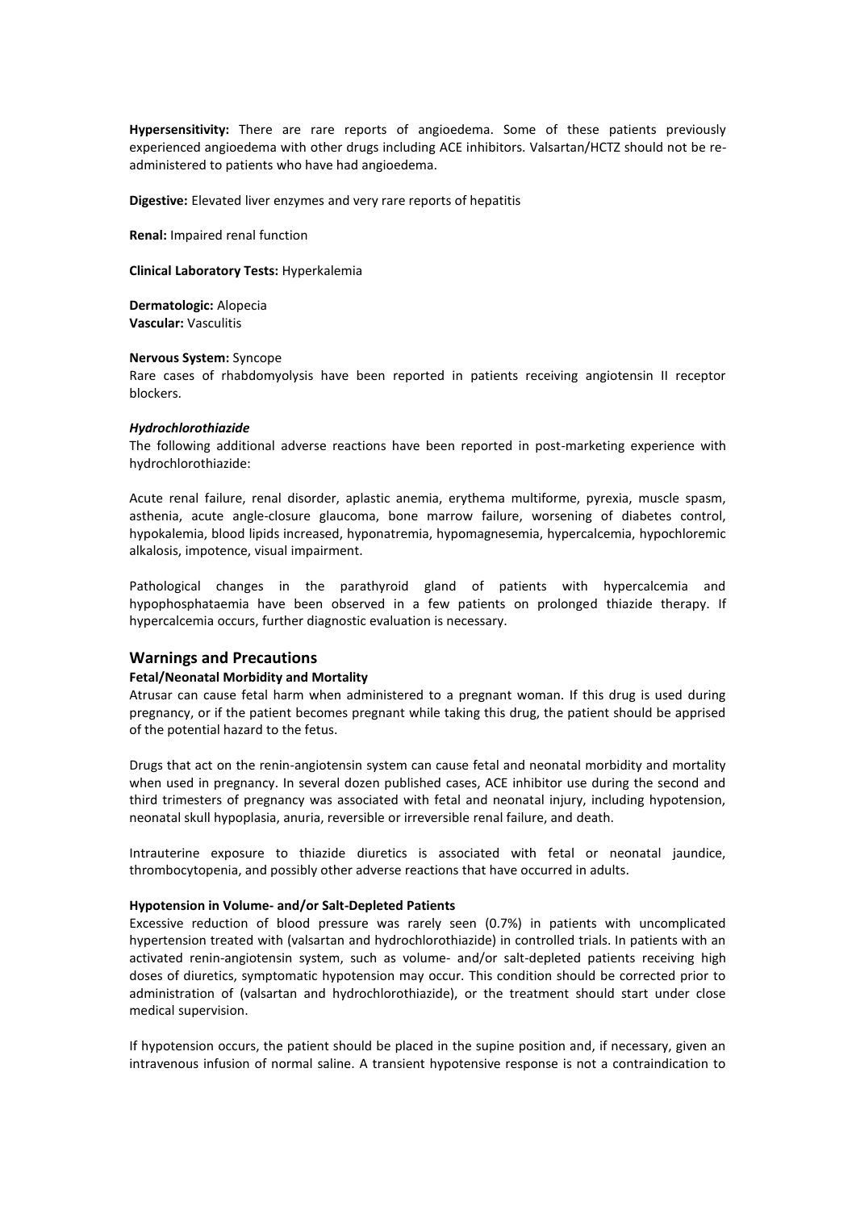**Hypersensitivity:** There are rare reports of angioedema. Some of these patients previously experienced angioedema with other drugs including ACE inhibitors. Valsartan/HCTZ should not be re-administered to patients who have had angioedema.

**Digestive:** Elevated liver enzymes and very rare reports of hepatitis

**Renal:** Impaired renal function

**Clinical Laboratory Tests:** Hyperkalemia

**Dermatologic:** Alopecia
**Vascular:** Vasculitis

**Nervous System:** Syncope
Rare cases of rhabdomyolysis have been reported in patients receiving angiotensin II receptor blockers.

***Hydrochlorothiazide***
The following additional adverse reactions have been reported in post-marketing experience with hydrochlorothiazide:

Acute renal failure, renal disorder, aplastic anemia, erythema multiforme, pyrexia, muscle spasm, asthenia, acute angle-closure glaucoma, bone marrow failure, worsening of diabetes control, hypokalemia, blood lipids increased, hyponatremia, hypomagnesemia, hypercalcemia, hypochloremic alkalosis, impotence, visual impairment.

Pathological changes in the parathyroid gland of patients with hypercalcemia and hypophosphataemia have been observed in a few patients on prolonged thiazide therapy. If hypercalcemia occurs, further diagnostic evaluation is necessary.

## Warnings and Precautions

**Fetal/Neonatal Morbidity and Mortality**
Atrusar can cause fetal harm when administered to a pregnant woman. If this drug is used during pregnancy, or if the patient becomes pregnant while taking this drug, the patient should be apprised of the potential hazard to the fetus.

Drugs that act on the renin-angiotensin system can cause fetal and neonatal morbidity and mortality when used in pregnancy. In several dozen published cases, ACE inhibitor use during the second and third trimesters of pregnancy was associated with fetal and neonatal injury, including hypotension, neonatal skull hypoplasia, anuria, reversible or irreversible renal failure, and death.

Intrauterine exposure to thiazide diuretics is associated with fetal or neonatal jaundice, thrombocytopenia, and possibly other adverse reactions that have occurred in adults.

**Hypotension in Volume- and/or Salt-Depleted Patients**
Excessive reduction of blood pressure was rarely seen (0.7%) in patients with uncomplicated hypertension treated with (valsartan and hydrochlorothiazide) in controlled trials. In patients with an activated renin-angiotensin system, such as volume- and/or salt-depleted patients receiving high doses of diuretics, symptomatic hypotension may occur. This condition should be corrected prior to administration of (valsartan and hydrochlorothiazide), or the treatment should start under close medical supervision.

If hypotension occurs, the patient should be placed in the supine position and, if necessary, given an intravenous infusion of normal saline. A transient hypotensive response is not a contraindication to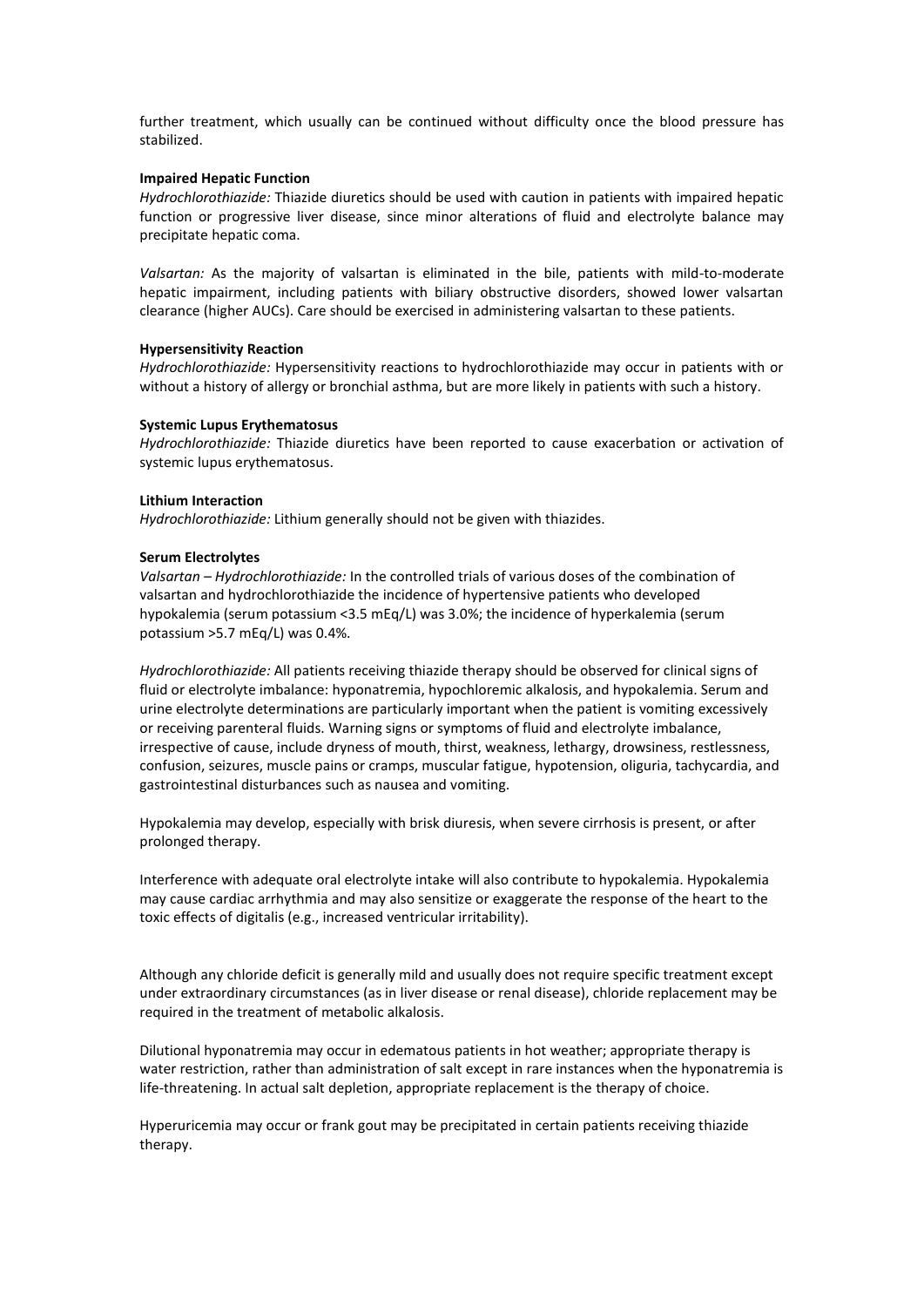further treatment, which usually can be continued without difficulty once the blood pressure has stabilized.

**Impaired Hepatic Function**

*Hydrochlorothiazide:* Thiazide diuretics should be used with caution in patients with impaired hepatic function or progressive liver disease, since minor alterations of fluid and electrolyte balance may precipitate hepatic coma.

*Valsartan:* As the majority of valsartan is eliminated in the bile, patients with mild-to-moderate hepatic impairment, including patients with biliary obstructive disorders, showed lower valsartan clearance (higher AUCs). Care should be exercised in administering valsartan to these patients.

**Hypersensitivity Reaction**

*Hydrochlorothiazide:* Hypersensitivity reactions to hydrochlorothiazide may occur in patients with or without a history of allergy or bronchial asthma, but are more likely in patients with such a history.

**Systemic Lupus Erythematosus**

*Hydrochlorothiazide:* Thiazide diuretics have been reported to cause exacerbation or activation of systemic lupus erythematosus.

**Lithium Interaction**

*Hydrochlorothiazide:* Lithium generally should not be given with thiazides.

**Serum Electrolytes**

*Valsartan – Hydrochlorothiazide:* In the controlled trials of various doses of the combination of valsartan and hydrochlorothiazide the incidence of hypertensive patients who developed hypokalemia (serum potassium <3.5 mEq/L) was 3.0%; the incidence of hyperkalemia (serum potassium >5.7 mEq/L) was 0.4%.

*Hydrochlorothiazide:* All patients receiving thiazide therapy should be observed for clinical signs of fluid or electrolyte imbalance: hyponatremia, hypochloremic alkalosis, and hypokalemia. Serum and urine electrolyte determinations are particularly important when the patient is vomiting excessively or receiving parenteral fluids. Warning signs or symptoms of fluid and electrolyte imbalance, irrespective of cause, include dryness of mouth, thirst, weakness, lethargy, drowsiness, restlessness, confusion, seizures, muscle pains or cramps, muscular fatigue, hypotension, oliguria, tachycardia, and gastrointestinal disturbances such as nausea and vomiting.

Hypokalemia may develop, especially with brisk diuresis, when severe cirrhosis is present, or after prolonged therapy.

Interference with adequate oral electrolyte intake will also contribute to hypokalemia. Hypokalemia may cause cardiac arrhythmia and may also sensitize or exaggerate the response of the heart to the toxic effects of digitalis (e.g., increased ventricular irritability).

Although any chloride deficit is generally mild and usually does not require specific treatment except under extraordinary circumstances (as in liver disease or renal disease), chloride replacement may be required in the treatment of metabolic alkalosis.

Dilutional hyponatremia may occur in edematous patients in hot weather; appropriate therapy is water restriction, rather than administration of salt except in rare instances when the hyponatremia is life-threatening. In actual salt depletion, appropriate replacement is the therapy of choice.

Hyperuricemia may occur or frank gout may be precipitated in certain patients receiving thiazide therapy.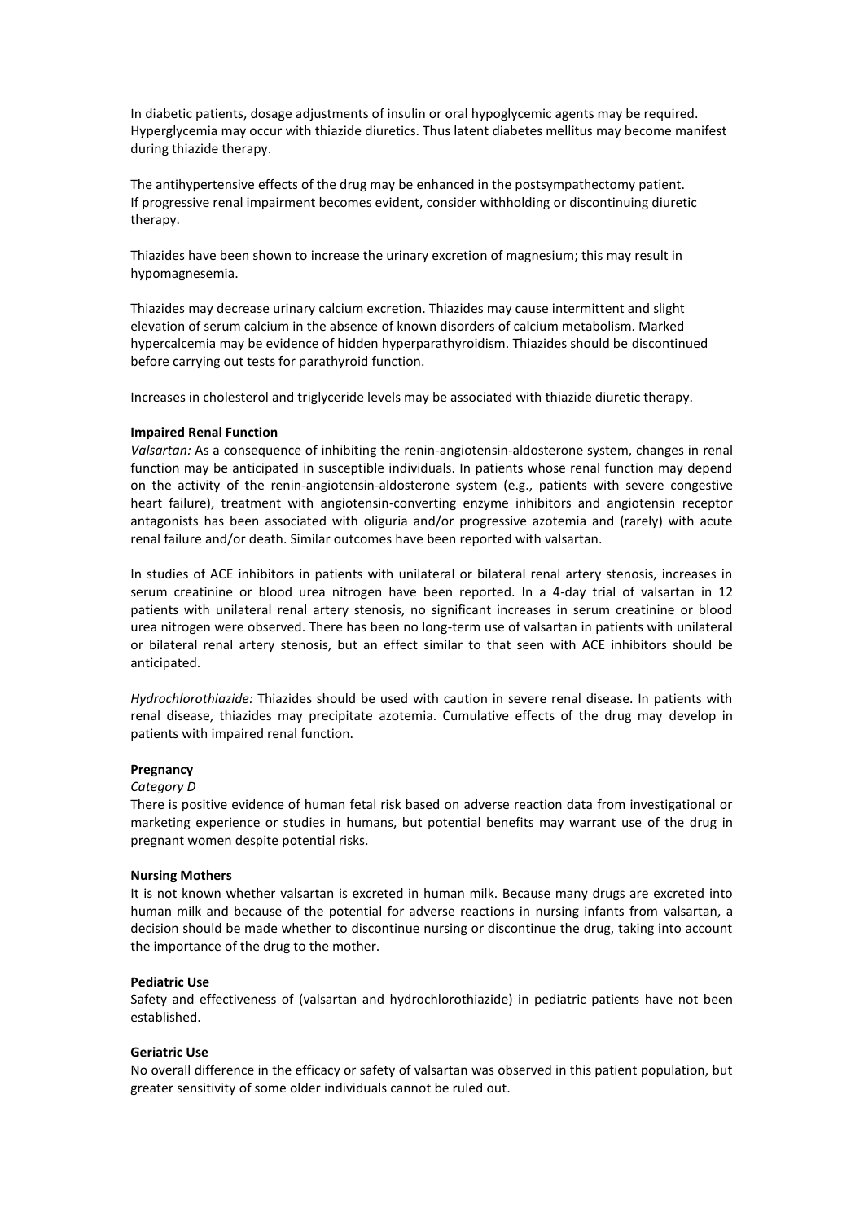In diabetic patients, dosage adjustments of insulin or oral hypoglycemic agents may be required. Hyperglycemia may occur with thiazide diuretics. Thus latent diabetes mellitus may become manifest during thiazide therapy.

The antihypertensive effects of the drug may be enhanced in the postsympathectomy patient. If progressive renal impairment becomes evident, consider withholding or discontinuing diuretic therapy.

Thiazides have been shown to increase the urinary excretion of magnesium; this may result in hypomagnesemia.

Thiazides may decrease urinary calcium excretion. Thiazides may cause intermittent and slight elevation of serum calcium in the absence of known disorders of calcium metabolism. Marked hypercalcemia may be evidence of hidden hyperparathyroidism. Thiazides should be discontinued before carrying out tests for parathyroid function.

Increases in cholesterol and triglyceride levels may be associated with thiazide diuretic therapy.

**Impaired Renal Function**

*Valsartan:* As a consequence of inhibiting the renin-angiotensin-aldosterone system, changes in renal function may be anticipated in susceptible individuals. In patients whose renal function may depend on the activity of the renin-angiotensin-aldosterone system (e.g., patients with severe congestive heart failure), treatment with angiotensin-converting enzyme inhibitors and angiotensin receptor antagonists has been associated with oliguria and/or progressive azotemia and (rarely) with acute renal failure and/or death. Similar outcomes have been reported with valsartan.

In studies of ACE inhibitors in patients with unilateral or bilateral renal artery stenosis, increases in serum creatinine or blood urea nitrogen have been reported. In a 4-day trial of valsartan in 12 patients with unilateral renal artery stenosis, no significant increases in serum creatinine or blood urea nitrogen were observed. There has been no long-term use of valsartan in patients with unilateral or bilateral renal artery stenosis, but an effect similar to that seen with ACE inhibitors should be anticipated.

*Hydrochlorothiazide:* Thiazides should be used with caution in severe renal disease. In patients with renal disease, thiazides may precipitate azotemia. Cumulative effects of the drug may develop in patients with impaired renal function.

**Pregnancy**

*Category D*

There is positive evidence of human fetal risk based on adverse reaction data from investigational or marketing experience or studies in humans, but potential benefits may warrant use of the drug in pregnant women despite potential risks.

**Nursing Mothers**

It is not known whether valsartan is excreted in human milk. Because many drugs are excreted into human milk and because of the potential for adverse reactions in nursing infants from valsartan, a decision should be made whether to discontinue nursing or discontinue the drug, taking into account the importance of the drug to the mother.

**Pediatric Use**

Safety and effectiveness of (valsartan and hydrochlorothiazide) in pediatric patients have not been established.

**Geriatric Use**

No overall difference in the efficacy or safety of valsartan was observed in this patient population, but greater sensitivity of some older individuals cannot be ruled out.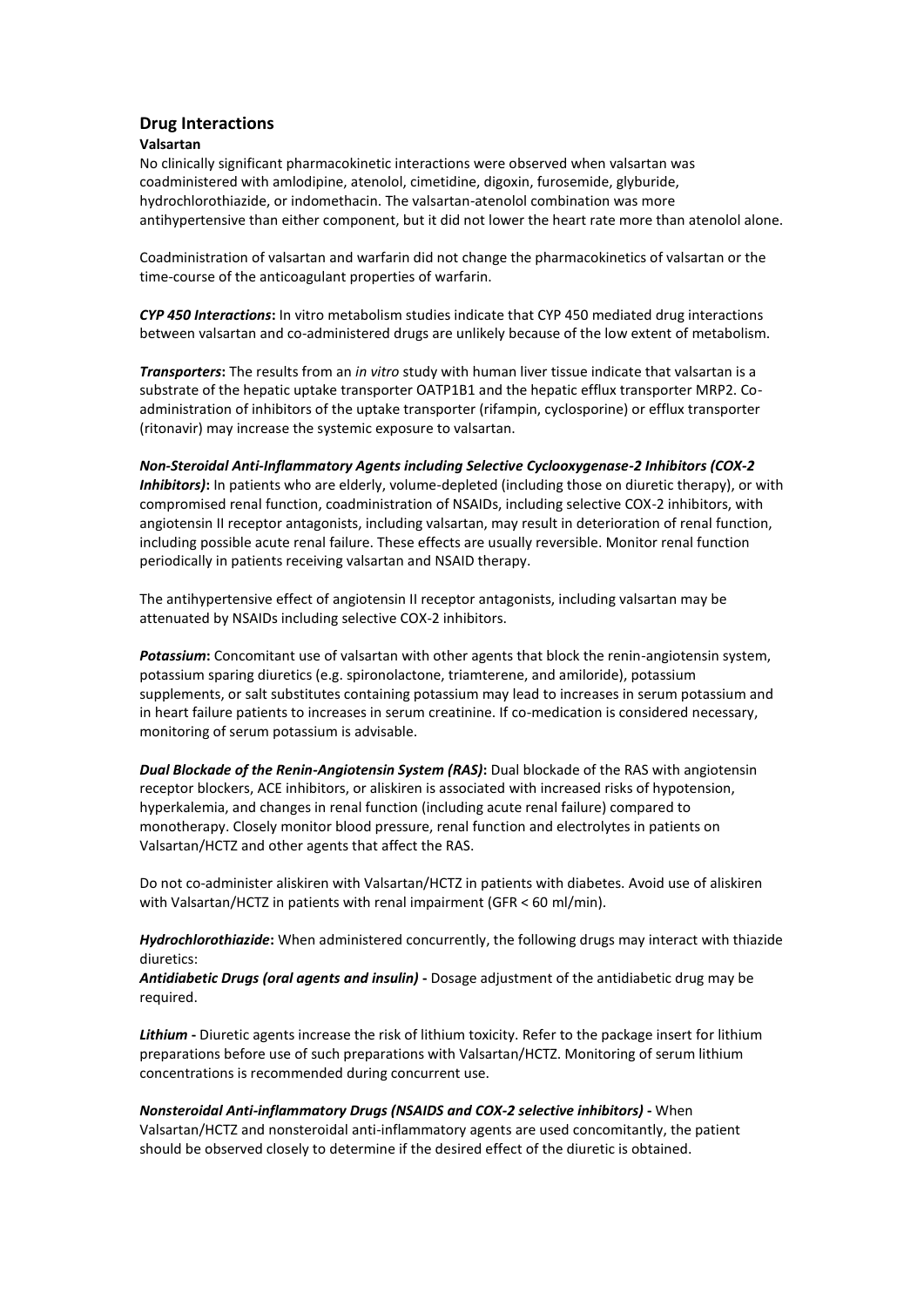## Drug Interactions

**Valsartan**

No clinically significant pharmacokinetic interactions were observed when valsartan was coadministered with amlodipine, atenolol, cimetidine, digoxin, furosemide, glyburide, hydrochlorothiazide, or indomethacin. The valsartan-atenolol combination was more antihypertensive than either component, but it did not lower the heart rate more than atenolol alone.

Coadministration of valsartan and warfarin did not change the pharmacokinetics of valsartan or the time-course of the anticoagulant properties of warfarin.

***CYP 450 Interactions*:** In vitro metabolism studies indicate that CYP 450 mediated drug interactions between valsartan and co-administered drugs are unlikely because of the low extent of metabolism.

***Transporters*:** The results from an *in vitro* study with human liver tissue indicate that valsartan is a substrate of the hepatic uptake transporter OATP1B1 and the hepatic efflux transporter MRP2. Co-administration of inhibitors of the uptake transporter (rifampin, cyclosporine) or efflux transporter (ritonavir) may increase the systemic exposure to valsartan.

***Non-Steroidal Anti-Inflammatory Agents including Selective Cyclooxygenase-2 Inhibitors (COX-2 Inhibitors)*:** In patients who are elderly, volume-depleted (including those on diuretic therapy), or with compromised renal function, coadministration of NSAIDs, including selective COX-2 inhibitors, with angiotensin II receptor antagonists, including valsartan, may result in deterioration of renal function, including possible acute renal failure. These effects are usually reversible. Monitor renal function periodically in patients receiving valsartan and NSAID therapy.

The antihypertensive effect of angiotensin II receptor antagonists, including valsartan may be attenuated by NSAIDs including selective COX-2 inhibitors.

***Potassium*:** Concomitant use of valsartan with other agents that block the renin-angiotensin system, potassium sparing diuretics (e.g. spironolactone, triamterene, and amiloride), potassium supplements, or salt substitutes containing potassium may lead to increases in serum potassium and in heart failure patients to increases in serum creatinine. If co-medication is considered necessary, monitoring of serum potassium is advisable.

***Dual Blockade of the Renin-Angiotensin System (RAS)*:** Dual blockade of the RAS with angiotensin receptor blockers, ACE inhibitors, or aliskiren is associated with increased risks of hypotension, hyperkalemia, and changes in renal function (including acute renal failure) compared to monotherapy. Closely monitor blood pressure, renal function and electrolytes in patients on Valsartan/HCTZ and other agents that affect the RAS.

Do not co-administer aliskiren with Valsartan/HCTZ in patients with diabetes. Avoid use of aliskiren with Valsartan/HCTZ in patients with renal impairment (GFR < 60 ml/min).

***Hydrochlorothiazide*:** When administered concurrently, the following drugs may interact with thiazide diuretics:

***Antidiabetic Drugs (oral agents and insulin)* -** Dosage adjustment of the antidiabetic drug may be required.

***Lithium* -** Diuretic agents increase the risk of lithium toxicity. Refer to the package insert for lithium preparations before use of such preparations with Valsartan/HCTZ. Monitoring of serum lithium concentrations is recommended during concurrent use.

***Nonsteroidal Anti-inflammatory Drugs (NSAIDS and COX-2 selective inhibitors)* -** When Valsartan/HCTZ and nonsteroidal anti-inflammatory agents are used concomitantly, the patient should be observed closely to determine if the desired effect of the diuretic is obtained.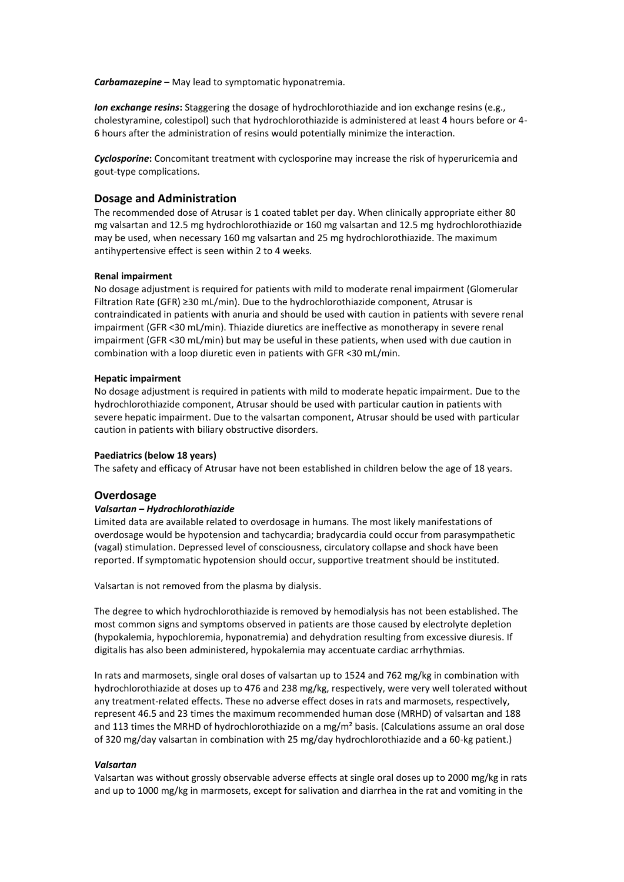***Carbamazepine*** **–** May lead to symptomatic hyponatremia.

***Ion exchange resins*****:** Staggering the dosage of hydrochlorothiazide and ion exchange resins (e.g., cholestyramine, colestipol) such that hydrochlorothiazide is administered at least 4 hours before or 4-6 hours after the administration of resins would potentially minimize the interaction.

***Cyclosporine*****:** Concomitant treatment with cyclosporine may increase the risk of hyperuricemia and gout-type complications.

## Dosage and Administration

The recommended dose of Atrusar is 1 coated tablet per day. When clinically appropriate either 80 mg valsartan and 12.5 mg hydrochlorothiazide or 160 mg valsartan and 12.5 mg hydrochlorothiazide may be used, when necessary 160 mg valsartan and 25 mg hydrochlorothiazide. The maximum antihypertensive effect is seen within 2 to 4 weeks.

**Renal impairment**

No dosage adjustment is required for patients with mild to moderate renal impairment (Glomerular Filtration Rate (GFR) ≥30 mL/min). Due to the hydrochlorothiazide component, Atrusar is contraindicated in patients with anuria and should be used with caution in patients with severe renal impairment (GFR <30 mL/min). Thiazide diuretics are ineffective as monotherapy in severe renal impairment (GFR <30 mL/min) but may be useful in these patients, when used with due caution in combination with a loop diuretic even in patients with GFR <30 mL/min.

**Hepatic impairment**

No dosage adjustment is required in patients with mild to moderate hepatic impairment. Due to the hydrochlorothiazide component, Atrusar should be used with particular caution in patients with severe hepatic impairment. Due to the valsartan component, Atrusar should be used with particular caution in patients with biliary obstructive disorders.

**Paediatrics (below 18 years)**

The safety and efficacy of Atrusar have not been established in children below the age of 18 years.

## Overdosage

***Valsartan – Hydrochlorothiazide***

Limited data are available related to overdosage in humans. The most likely manifestations of overdosage would be hypotension and tachycardia; bradycardia could occur from parasympathetic (vagal) stimulation. Depressed level of consciousness, circulatory collapse and shock have been reported. If symptomatic hypotension should occur, supportive treatment should be instituted.

Valsartan is not removed from the plasma by dialysis.

The degree to which hydrochlorothiazide is removed by hemodialysis has not been established. The most common signs and symptoms observed in patients are those caused by electrolyte depletion (hypokalemia, hypochloremia, hyponatremia) and dehydration resulting from excessive diuresis. If digitalis has also been administered, hypokalemia may accentuate cardiac arrhythmias.

In rats and marmosets, single oral doses of valsartan up to 1524 and 762 mg/kg in combination with hydrochlorothiazide at doses up to 476 and 238 mg/kg, respectively, were very well tolerated without any treatment-related effects. These no adverse effect doses in rats and marmosets, respectively, represent 46.5 and 23 times the maximum recommended human dose (MRHD) of valsartan and 188 and 113 times the MRHD of hydrochlorothiazide on a mg/m² basis. (Calculations assume an oral dose of 320 mg/day valsartan in combination with 25 mg/day hydrochlorothiazide and a 60-kg patient.)

***Valsartan***

Valsartan was without grossly observable adverse effects at single oral doses up to 2000 mg/kg in rats and up to 1000 mg/kg in marmosets, except for salivation and diarrhea in the rat and vomiting in the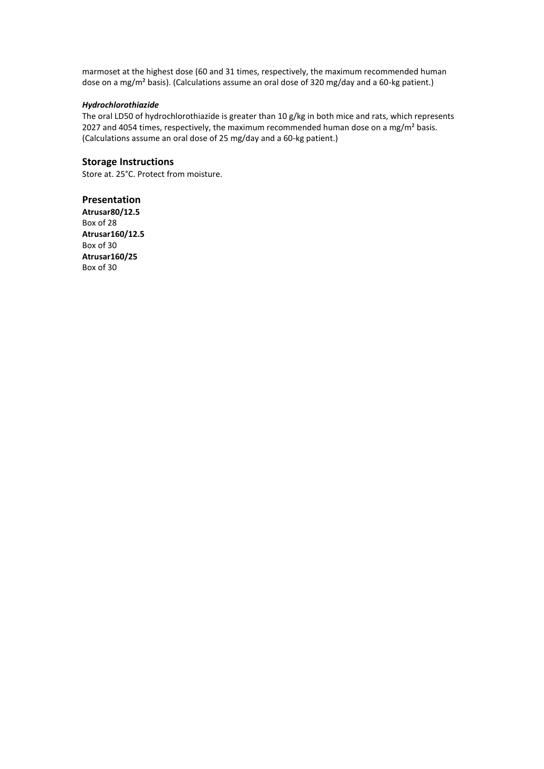marmoset at the highest dose (60 and 31 times, respectively, the maximum recommended human dose on a mg/m² basis). (Calculations assume an oral dose of 320 mg/day and a 60-kg patient.)

***Hydrochlorothiazide***

The oral LD50 of hydrochlorothiazide is greater than 10 g/kg in both mice and rats, which represents 2027 and 4054 times, respectively, the maximum recommended human dose on a mg/m² basis. (Calculations assume an oral dose of 25 mg/day and a 60-kg patient.)

## Storage Instructions

Store at. 25°C. Protect from moisture.

## Presentation

**Atrusar80/12.5**
Box of 28
**Atrusar160/12.5**
Box of 30
**Atrusar160/25**
Box of 30